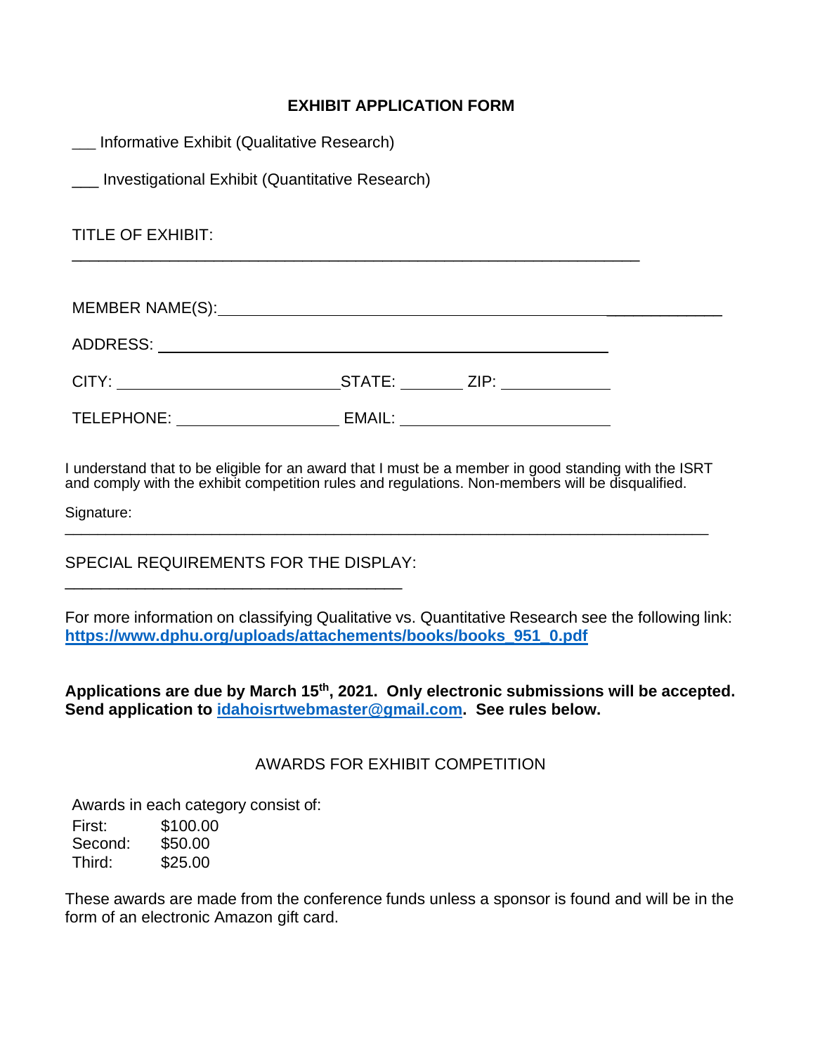**EXHIBIT APPLICATION FORM**

___ Informative Exhibit (Qualitative Research)

___ Investigational Exhibit (Quantitative Research)

TITLE OF EXHIBIT:

_______________________________________________________________

MEMBER NAME(S): ______________________________________________

ADDRESS: ____________________________________________

CITY: ________________________ STATE: _______ ZIP: ____________

TELEPHONE: __________________ EMAIL: ______________________

I understand that to be eligible for an award that I must be a member in good standing with the ISRT and comply with the exhibit competition rules and regulations. Non-members will be disqualified.

Signature:

_______________________________________________________________________

SPECIAL REQUIREMENTS FOR THE DISPLAY:

_____________________________________

For more information on classifying Qualitative vs. Quantitative Research see the following link: **https://www.dphu.org/uploads/attachements/books/books_951_0.pdf**

**Applications are due by March 15th, 2021. Only electronic submissions will be accepted. Send application to idahoisrtwebmaster@gmail.com. See rules below.**

AWARDS FOR EXHIBIT COMPETITION

Awards in each category consist of:

First: $100.00
Second: $50.00
Third: $25.00

These awards are made from the conference funds unless a sponsor is found and will be in the form of an electronic Amazon gift card.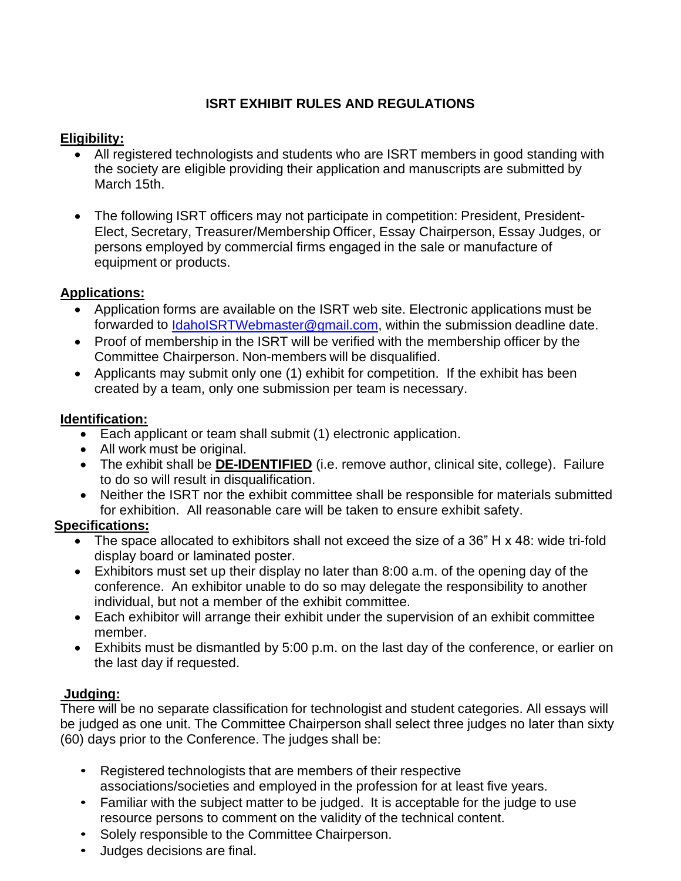# ISRT EXHIBIT RULES AND REGULATIONS

## Eligibility:

- All registered technologists and students who are ISRT members in good standing with the society are eligible providing their application and manuscripts are submitted by March 15th.
- The following ISRT officers may not participate in competition: President, President-Elect, Secretary, Treasurer/Membership Officer, Essay Chairperson, Essay Judges, or persons employed by commercial firms engaged in the sale or manufacture of equipment or products.

## Applications:

- Application forms are available on the ISRT web site. Electronic applications must be forwarded to IdahoISRTWebmaster@gmail.com, within the submission deadline date.
- Proof of membership in the ISRT will be verified with the membership officer by the Committee Chairperson. Non-members will be disqualified.
- Applicants may submit only one (1) exhibit for competition. If the exhibit has been created by a team, only one submission per team is necessary.

## Identification:

- Each applicant or team shall submit (1) electronic application.
- All work must be original.
- The exhibit shall be **DE-IDENTIFIED** (i.e. remove author, clinical site, college). Failure to do so will result in disqualification.
- Neither the ISRT nor the exhibit committee shall be responsible for materials submitted for exhibition. All reasonable care will be taken to ensure exhibit safety.

## Specifications:

- The space allocated to exhibitors shall not exceed the size of a 36" H x 48: wide tri-fold display board or laminated poster.
- Exhibitors must set up their display no later than 8:00 a.m. of the opening day of the conference. An exhibitor unable to do so may delegate the responsibility to another individual, but not a member of the exhibit committee.
- Each exhibitor will arrange their exhibit under the supervision of an exhibit committee member.
- Exhibits must be dismantled by 5:00 p.m. on the last day of the conference, or earlier on the last day if requested.

## Judging:

There will be no separate classification for technologist and student categories. All essays will be judged as one unit. The Committee Chairperson shall select three judges no later than sixty (60) days prior to the Conference. The judges shall be:

- Registered technologists that are members of their respective associations/societies and employed in the profession for at least five years.
- Familiar with the subject matter to be judged. It is acceptable for the judge to use resource persons to comment on the validity of the technical content.
- Solely responsible to the Committee Chairperson.
- Judges decisions are final.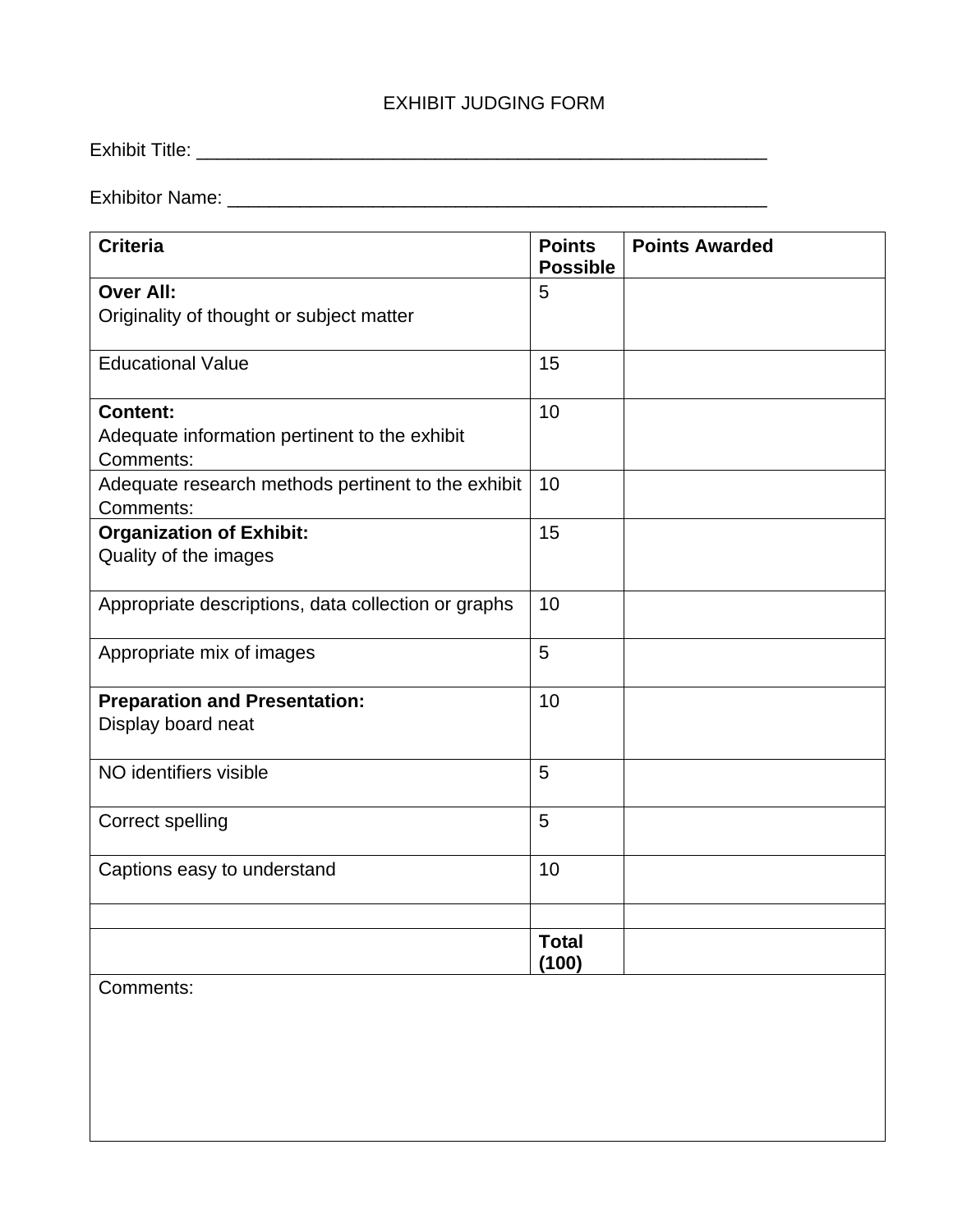EXHIBIT JUDGING FORM

Exhibit Title: \_\_\_\_\_\_\_\_\_\_\_\_\_\_\_\_\_\_\_\_\_\_\_\_\_\_\_\_\_\_\_\_\_\_\_\_\_\_\_\_\_\_\_\_\_\_\_\_\_\_\_\_\_\_

Exhibitor Name: \_\_\_\_\_\_\_\_\_\_\_\_\_\_\_\_\_\_\_\_\_\_\_\_\_\_\_\_\_\_\_\_\_\_\_\_\_\_\_\_\_\_\_\_\_\_\_\_\_\_\_\_

| **Criteria** | **Points Possible** | **Points Awarded** |
|---|---|---|
| **Over All:**<br>Originality of thought or subject matter | 5 | |
| Educational Value | 15 | |
| **Content:**<br>Adequate information pertinent to the exhibit<br>Comments: | 10 | |
| Adequate research methods pertinent to the exhibit<br>Comments: | 10 | |
| **Organization of Exhibit:**<br>Quality of the images | 15 | |
| Appropriate descriptions, data collection or graphs | 10 | |
| Appropriate mix of images | 5 | |
| **Preparation and Presentation:**<br>Display board neat | 10 | |
| NO identifiers visible | 5 | |
| Correct spelling | 5 | |
| Captions easy to understand | 10 | |
| | | |
| | **Total (100)** | |
| Comments: | | |